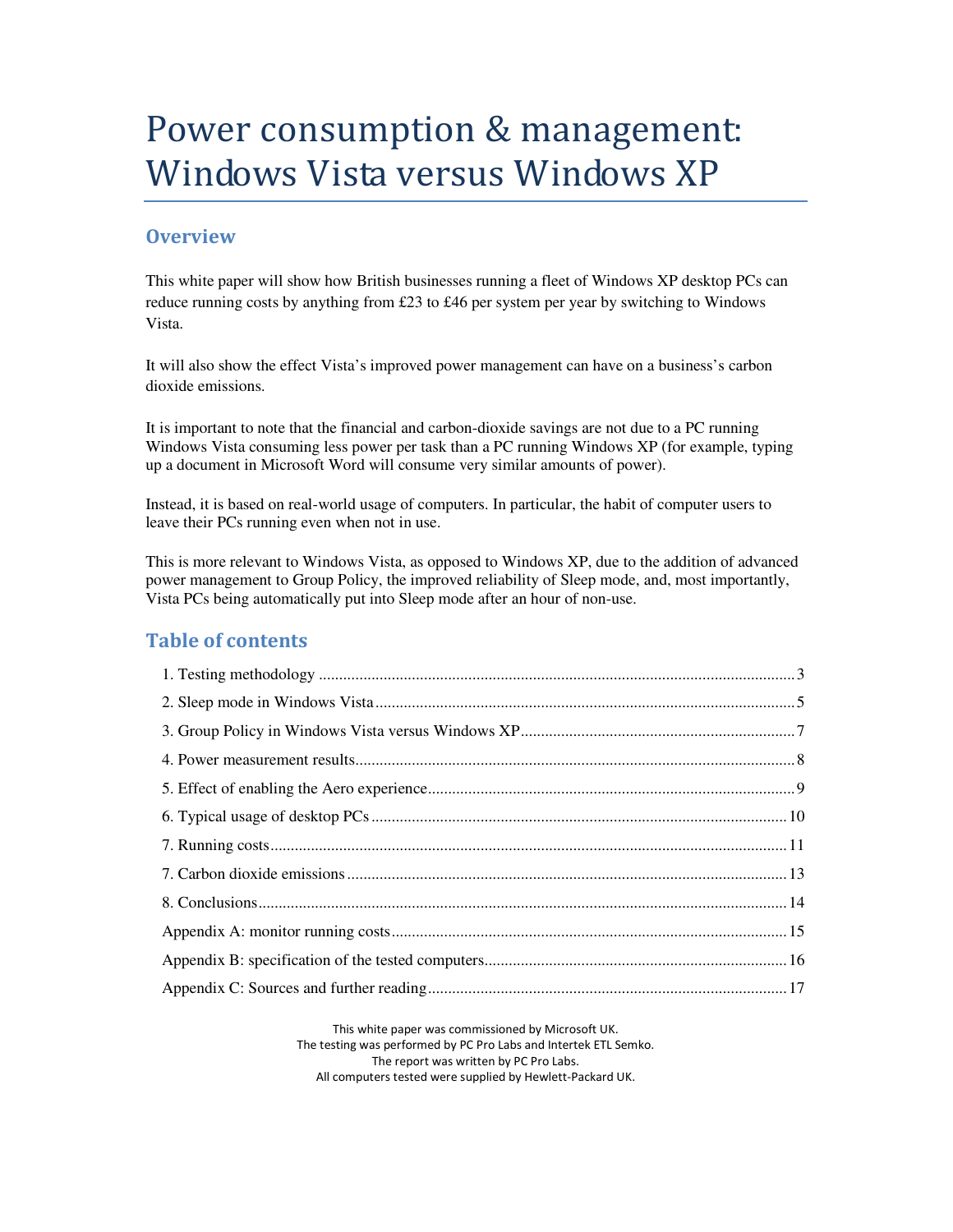# Power consumption & management: Windows Vista versus Windows XP

## Overview

This white paper will show how British businesses running a fleet of Windows XP desktop PCs can reduce running costs by anything from £23 to £46 per system per year by switching to Windows Vista.

It will also show the effect Vista's improved power management can have on a business's carbon dioxide emissions.

It is important to note that the financial and carbon-dioxide savings are not due to a PC running Windows Vista consuming less power per task than a PC running Windows XP (for example, typing up a document in Microsoft Word will consume very similar amounts of power).

Instead, it is based on real-world usage of computers. In particular, the habit of computer users to leave their PCs running even when not in use.

This is more relevant to Windows Vista, as opposed to Windows XP, due to the addition of advanced power management to Group Policy, the improved reliability of Sleep mode, and, most importantly, Vista PCs being automatically put into Sleep mode after an hour of non-use.

## Table of contents

1. Testing methodology ........ 3
2. Sleep mode in Windows Vista ........ 5
3. Group Policy in Windows Vista versus Windows XP ........ 7
4. Power measurement results ........ 8
5. Effect of enabling the Aero experience ........ 9
6. Typical usage of desktop PCs ........ 10
7. Running costs ........ 11
7. Carbon dioxide emissions ........ 13
8. Conclusions ........ 14

Appendix A: monitor running costs ........ 15
Appendix B: specification of the tested computers ........ 16
Appendix C: Sources and further reading ........ 17

This white paper was commissioned by Microsoft UK.
The testing was performed by PC Pro Labs and Intertek ETL Semko.
The report was written by PC Pro Labs.
All computers tested were supplied by Hewlett-Packard UK.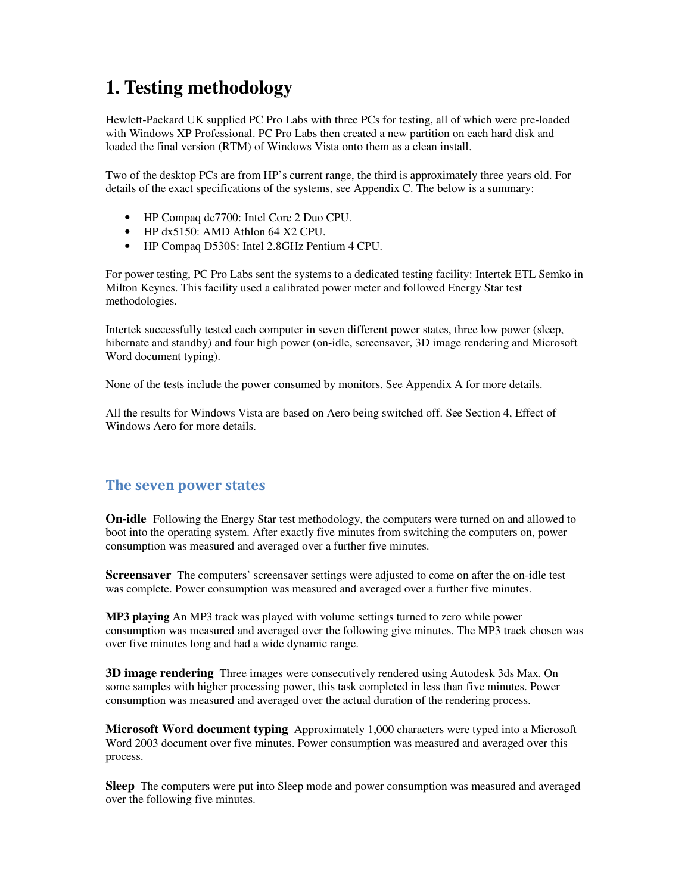# 1. Testing methodology

Hewlett-Packard UK supplied PC Pro Labs with three PCs for testing, all of which were pre-loaded with Windows XP Professional. PC Pro Labs then created a new partition on each hard disk and loaded the final version (RTM) of Windows Vista onto them as a clean install.

Two of the desktop PCs are from HP's current range, the third is approximately three years old. For details of the exact specifications of the systems, see Appendix C. The below is a summary:

- HP Compaq dc7700: Intel Core 2 Duo CPU.
- HP dx5150: AMD Athlon 64 X2 CPU.
- HP Compaq D530S: Intel 2.8GHz Pentium 4 CPU.

For power testing, PC Pro Labs sent the systems to a dedicated testing facility: Intertek ETL Semko in Milton Keynes. This facility used a calibrated power meter and followed Energy Star test methodologies.

Intertek successfully tested each computer in seven different power states, three low power (sleep, hibernate and standby) and four high power (on-idle, screensaver, 3D image rendering and Microsoft Word document typing).

None of the tests include the power consumed by monitors. See Appendix A for more details.

All the results for Windows Vista are based on Aero being switched off. See Section 4, Effect of Windows Aero for more details.

## The seven power states

**On-idle** Following the Energy Star test methodology, the computers were turned on and allowed to boot into the operating system. After exactly five minutes from switching the computers on, power consumption was measured and averaged over a further five minutes.

**Screensaver** The computers' screensaver settings were adjusted to come on after the on-idle test was complete. Power consumption was measured and averaged over a further five minutes.

**MP3 playing** An MP3 track was played with volume settings turned to zero while power consumption was measured and averaged over the following give minutes. The MP3 track chosen was over five minutes long and had a wide dynamic range.

**3D image rendering** Three images were consecutively rendered using Autodesk 3ds Max. On some samples with higher processing power, this task completed in less than five minutes. Power consumption was measured and averaged over the actual duration of the rendering process.

**Microsoft Word document typing** Approximately 1,000 characters were typed into a Microsoft Word 2003 document over five minutes. Power consumption was measured and averaged over this process.

**Sleep** The computers were put into Sleep mode and power consumption was measured and averaged over the following five minutes.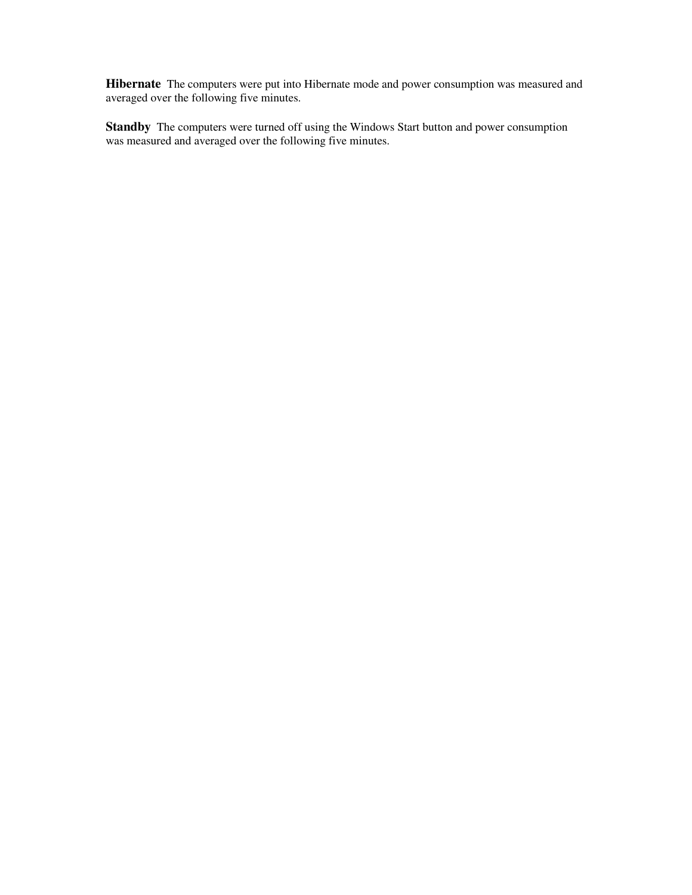**Hibernate** The computers were put into Hibernate mode and power consumption was measured and averaged over the following five minutes.

**Standby** The computers were turned off using the Windows Start button and power consumption was measured and averaged over the following five minutes.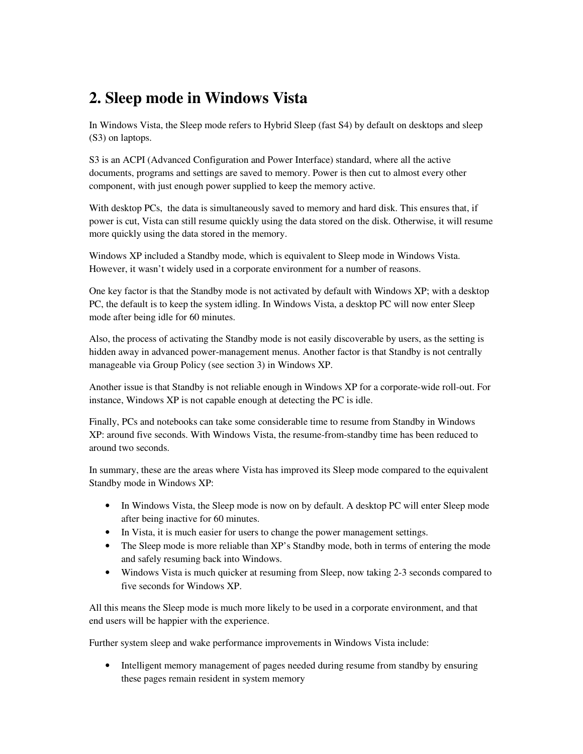## 2. Sleep mode in Windows Vista

In Windows Vista, the Sleep mode refers to Hybrid Sleep (fast S4) by default on desktops and sleep (S3) on laptops.

S3 is an ACPI (Advanced Configuration and Power Interface) standard, where all the active documents, programs and settings are saved to memory. Power is then cut to almost every other component, with just enough power supplied to keep the memory active.

With desktop PCs, the data is simultaneously saved to memory and hard disk. This ensures that, if power is cut, Vista can still resume quickly using the data stored on the disk. Otherwise, it will resume more quickly using the data stored in the memory.

Windows XP included a Standby mode, which is equivalent to Sleep mode in Windows Vista. However, it wasn't widely used in a corporate environment for a number of reasons.

One key factor is that the Standby mode is not activated by default with Windows XP; with a desktop PC, the default is to keep the system idling. In Windows Vista, a desktop PC will now enter Sleep mode after being idle for 60 minutes.

Also, the process of activating the Standby mode is not easily discoverable by users, as the setting is hidden away in advanced power-management menus. Another factor is that Standby is not centrally manageable via Group Policy (see section 3) in Windows XP.

Another issue is that Standby is not reliable enough in Windows XP for a corporate-wide roll-out. For instance, Windows XP is not capable enough at detecting the PC is idle.

Finally, PCs and notebooks can take some considerable time to resume from Standby in Windows XP: around five seconds. With Windows Vista, the resume-from-standby time has been reduced to around two seconds.

In summary, these are the areas where Vista has improved its Sleep mode compared to the equivalent Standby mode in Windows XP:

- In Windows Vista, the Sleep mode is now on by default. A desktop PC will enter Sleep mode after being inactive for 60 minutes.
- In Vista, it is much easier for users to change the power management settings.
- The Sleep mode is more reliable than XP's Standby mode, both in terms of entering the mode and safely resuming back into Windows.
- Windows Vista is much quicker at resuming from Sleep, now taking 2-3 seconds compared to five seconds for Windows XP.

All this means the Sleep mode is much more likely to be used in a corporate environment, and that end users will be happier with the experience.

Further system sleep and wake performance improvements in Windows Vista include:

- Intelligent memory management of pages needed during resume from standby by ensuring these pages remain resident in system memory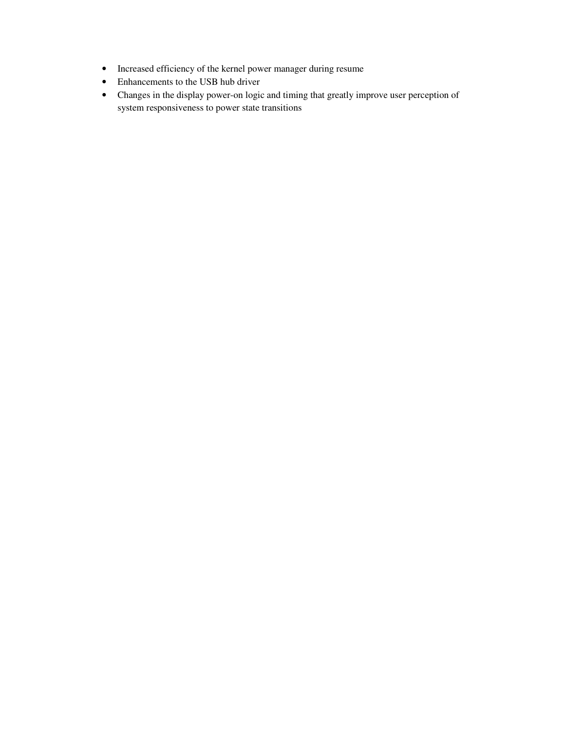- Increased efficiency of the kernel power manager during resume
- Enhancements to the USB hub driver
- Changes in the display power-on logic and timing that greatly improve user perception of system responsiveness to power state transitions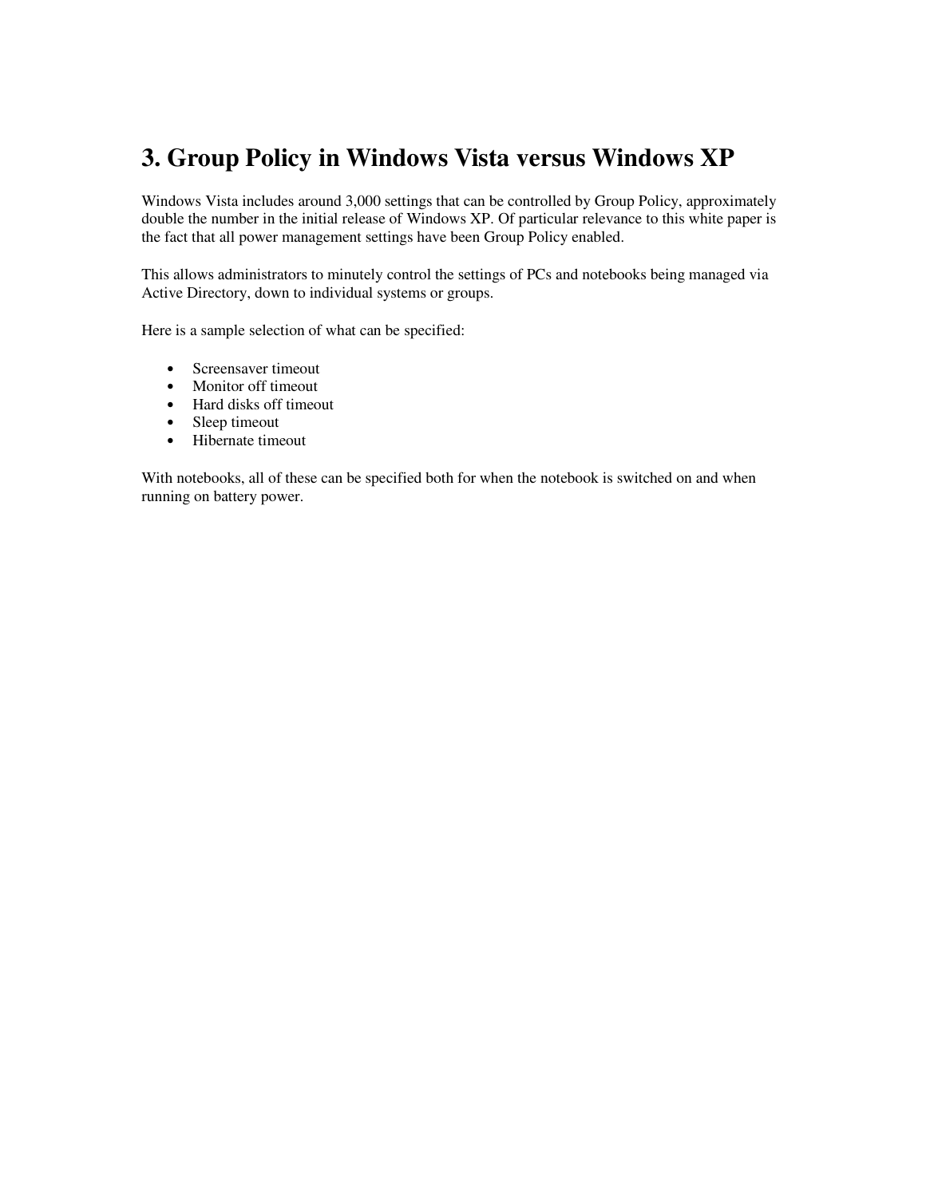# 3. Group Policy in Windows Vista versus Windows XP

Windows Vista includes around 3,000 settings that can be controlled by Group Policy, approximately double the number in the initial release of Windows XP. Of particular relevance to this white paper is the fact that all power management settings have been Group Policy enabled.

This allows administrators to minutely control the settings of PCs and notebooks being managed via Active Directory, down to individual systems or groups.

Here is a sample selection of what can be specified:

- Screensaver timeout
- Monitor off timeout
- Hard disks off timeout
- Sleep timeout
- Hibernate timeout

With notebooks, all of these can be specified both for when the notebook is switched on and when running on battery power.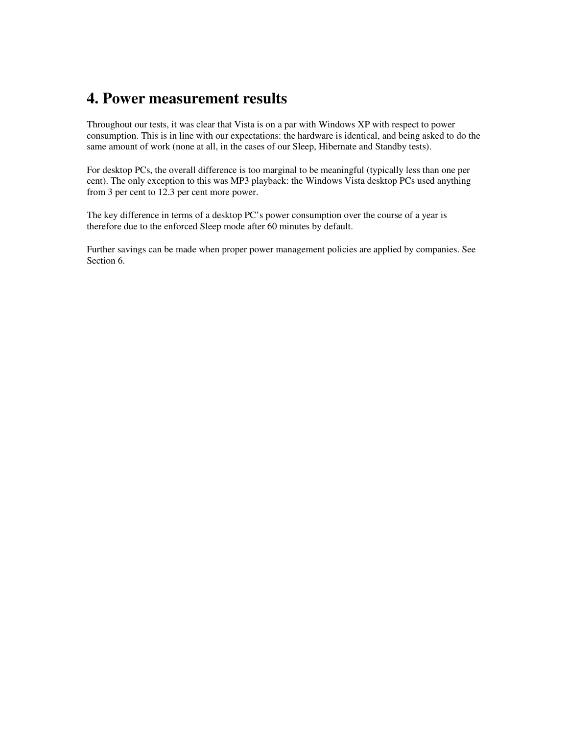# 4. Power measurement results

Throughout our tests, it was clear that Vista is on a par with Windows XP with respect to power consumption. This is in line with our expectations: the hardware is identical, and being asked to do the same amount of work (none at all, in the cases of our Sleep, Hibernate and Standby tests).

For desktop PCs, the overall difference is too marginal to be meaningful (typically less than one per cent). The only exception to this was MP3 playback: the Windows Vista desktop PCs used anything from 3 per cent to 12.3 per cent more power.

The key difference in terms of a desktop PC's power consumption over the course of a year is therefore due to the enforced Sleep mode after 60 minutes by default.

Further savings can be made when proper power management policies are applied by companies. See Section 6.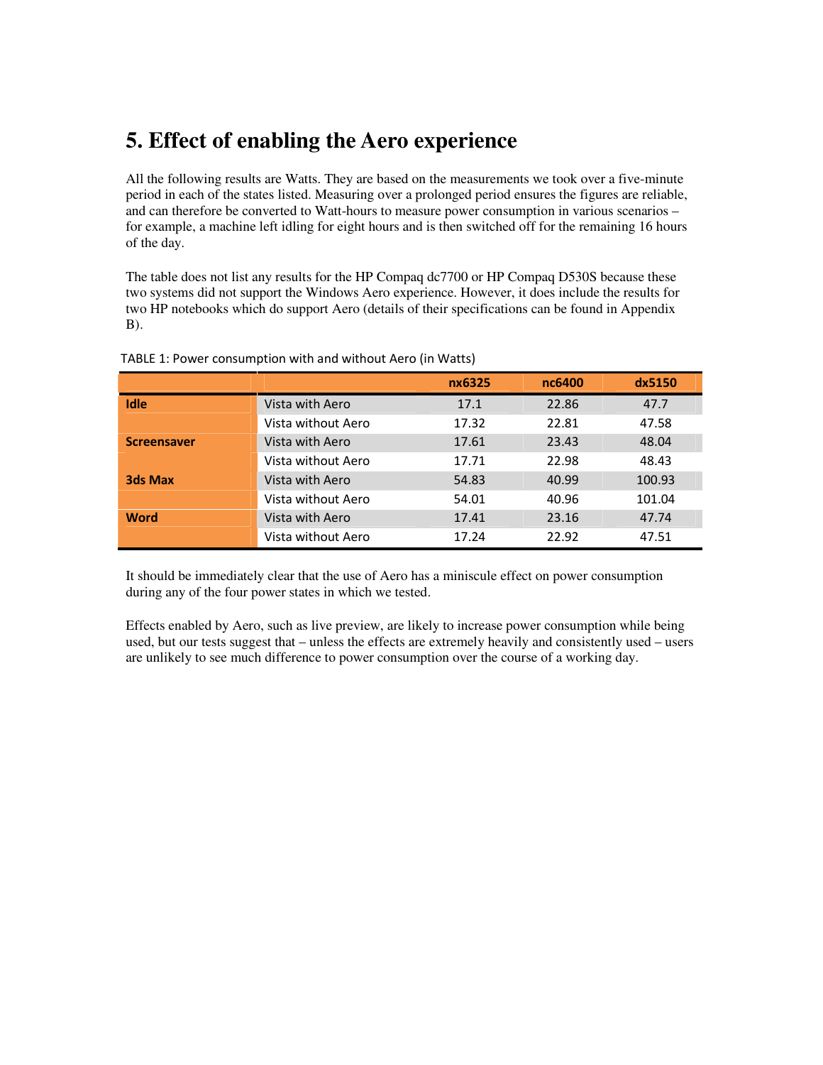# 5. Effect of enabling the Aero experience

All the following results are Watts. They are based on the measurements we took over a five-minute period in each of the states listed. Measuring over a prolonged period ensures the figures are reliable, and can therefore be converted to Watt-hours to measure power consumption in various scenarios – for example, a machine left idling for eight hours and is then switched off for the remaining 16 hours of the day.

The table does not list any results for the HP Compaq dc7700 or HP Compaq D530S because these two systems did not support the Windows Aero experience. However, it does include the results for two HP notebooks which do support Aero (details of their specifications can be found in Appendix B).

TABLE 1: Power consumption with and without Aero (in Watts)

| | | nx6325 | nc6400 | dx5150 |
|---|---|---|---|---|
| **Idle** | Vista with Aero | 17.1 | 22.86 | 47.7 |
| | Vista without Aero | 17.32 | 22.81 | 47.58 |
| **Screensaver** | Vista with Aero | 17.61 | 23.43 | 48.04 |
| | Vista without Aero | 17.71 | 22.98 | 48.43 |
| **3ds Max** | Vista with Aero | 54.83 | 40.99 | 100.93 |
| | Vista without Aero | 54.01 | 40.96 | 101.04 |
| **Word** | Vista with Aero | 17.41 | 23.16 | 47.74 |
| | Vista without Aero | 17.24 | 22.92 | 47.51 |

It should be immediately clear that the use of Aero has a miniscule effect on power consumption during any of the four power states in which we tested.

Effects enabled by Aero, such as live preview, are likely to increase power consumption while being used, but our tests suggest that – unless the effects are extremely heavily and consistently used – users are unlikely to see much difference to power consumption over the course of a working day.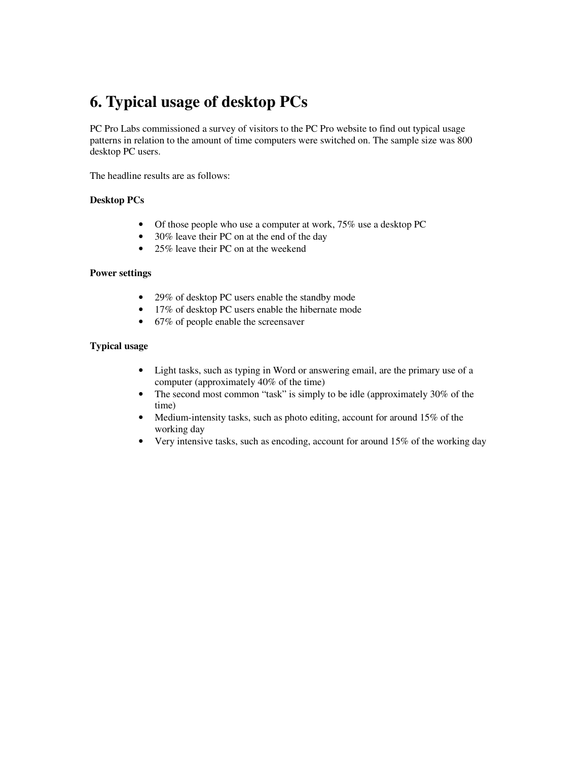# 6. Typical usage of desktop PCs

PC Pro Labs commissioned a survey of visitors to the PC Pro website to find out typical usage patterns in relation to the amount of time computers were switched on. The sample size was 800 desktop PC users.

The headline results are as follows:

**Desktop PCs**

- Of those people who use a computer at work, 75% use a desktop PC
- 30% leave their PC on at the end of the day
- 25% leave their PC on at the weekend

**Power settings**

- 29% of desktop PC users enable the standby mode
- 17% of desktop PC users enable the hibernate mode
- 67% of people enable the screensaver

**Typical usage**

- Light tasks, such as typing in Word or answering email, are the primary use of a computer (approximately 40% of the time)
- The second most common "task" is simply to be idle (approximately 30% of the time)
- Medium-intensity tasks, such as photo editing, account for around 15% of the working day
- Very intensive tasks, such as encoding, account for around 15% of the working day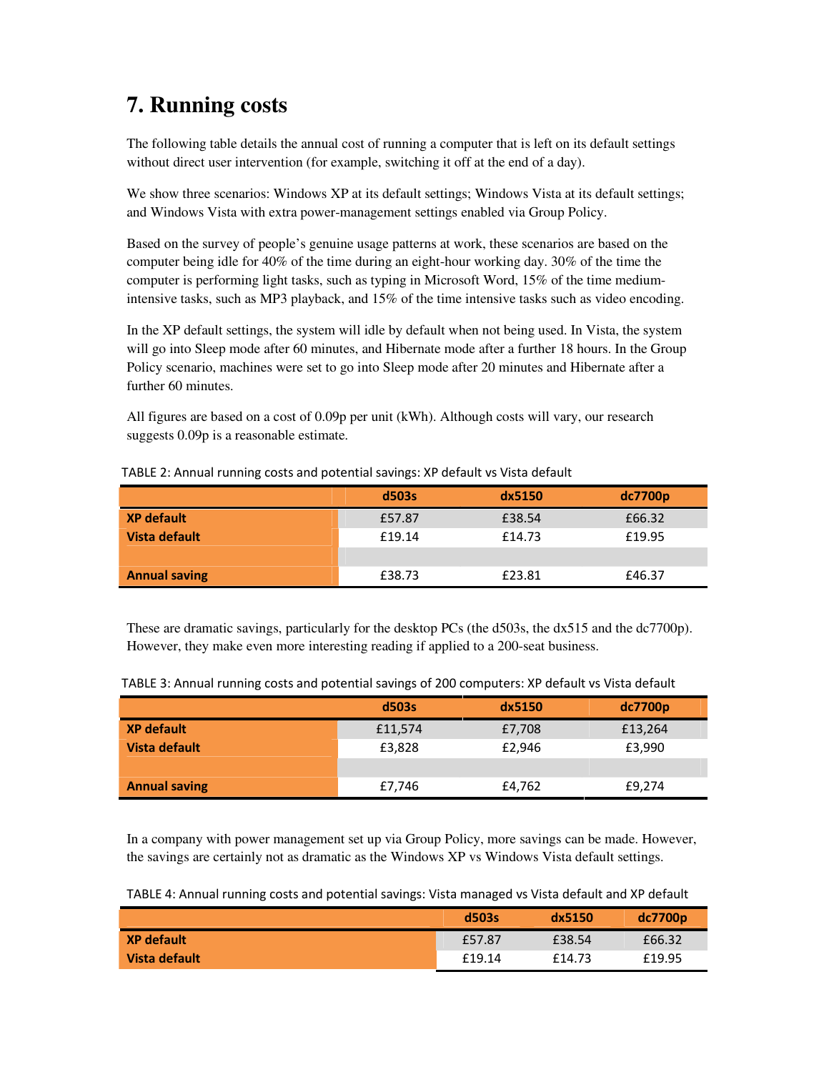# 7. Running costs

The following table details the annual cost of running a computer that is left on its default settings without direct user intervention (for example, switching it off at the end of a day).

We show three scenarios: Windows XP at its default settings; Windows Vista at its default settings; and Windows Vista with extra power-management settings enabled via Group Policy.

Based on the survey of people's genuine usage patterns at work, these scenarios are based on the computer being idle for 40% of the time during an eight-hour working day. 30% of the time the computer is performing light tasks, such as typing in Microsoft Word, 15% of the time medium-intensive tasks, such as MP3 playback, and 15% of the time intensive tasks such as video encoding.

In the XP default settings, the system will idle by default when not being used. In Vista, the system will go into Sleep mode after 60 minutes, and Hibernate mode after a further 18 hours. In the Group Policy scenario, machines were set to go into Sleep mode after 20 minutes and Hibernate after a further 60 minutes.

All figures are based on a cost of 0.09p per unit (kWh). Although costs will vary, our research suggests 0.09p is a reasonable estimate.

TABLE 2: Annual running costs and potential savings: XP default vs Vista default

| | d503s | dx5150 | dc7700p |
|---|---|---|---|
| **XP default** | £57.87 | £38.54 | £66.32 |
| **Vista default** | £19.14 | £14.73 | £19.95 |
| | | | |
| **Annual saving** | £38.73 | £23.81 | £46.37 |

These are dramatic savings, particularly for the desktop PCs (the d503s, the dx515 and the dc7700p). However, they make even more interesting reading if applied to a 200-seat business.

TABLE 3: Annual running costs and potential savings of 200 computers: XP default vs Vista default

| | d503s | dx5150 | dc7700p |
|---|---|---|---|
| **XP default** | £11,574 | £7,708 | £13,264 |
| **Vista default** | £3,828 | £2,946 | £3,990 |
| | | | |
| **Annual saving** | £7,746 | £4,762 | £9,274 |

In a company with power management set up via Group Policy, more savings can be made. However, the savings are certainly not as dramatic as the Windows XP vs Windows Vista default settings.

TABLE 4: Annual running costs and potential savings: Vista managed vs Vista default and XP default

| | d503s | dx5150 | dc7700p |
|---|---|---|---|
| **XP default** | £57.87 | £38.54 | £66.32 |
| **Vista default** | £19.14 | £14.73 | £19.95 |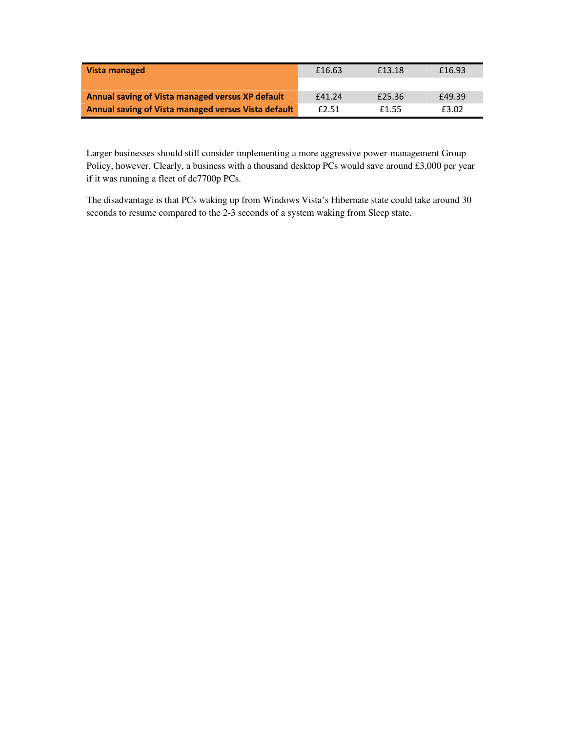| | | | |
|---|---|---|---|
| **Vista managed** | £16.63 | £13.18 | £16.93 |
| | | | |
| **Annual saving of Vista managed versus XP default** | £41.24 | £25.36 | £49.39 |
| **Annual saving of Vista managed versus Vista default** | £2.51 | £1.55 | £3.02 |

Larger businesses should still consider implementing a more aggressive power-management Group Policy, however. Clearly, a business with a thousand desktop PCs would save around £3,000 per year if it was running a fleet of dc7700p PCs.

The disadvantage is that PCs waking up from Windows Vista's Hibernate state could take around 30 seconds to resume compared to the 2-3 seconds of a system waking from Sleep state.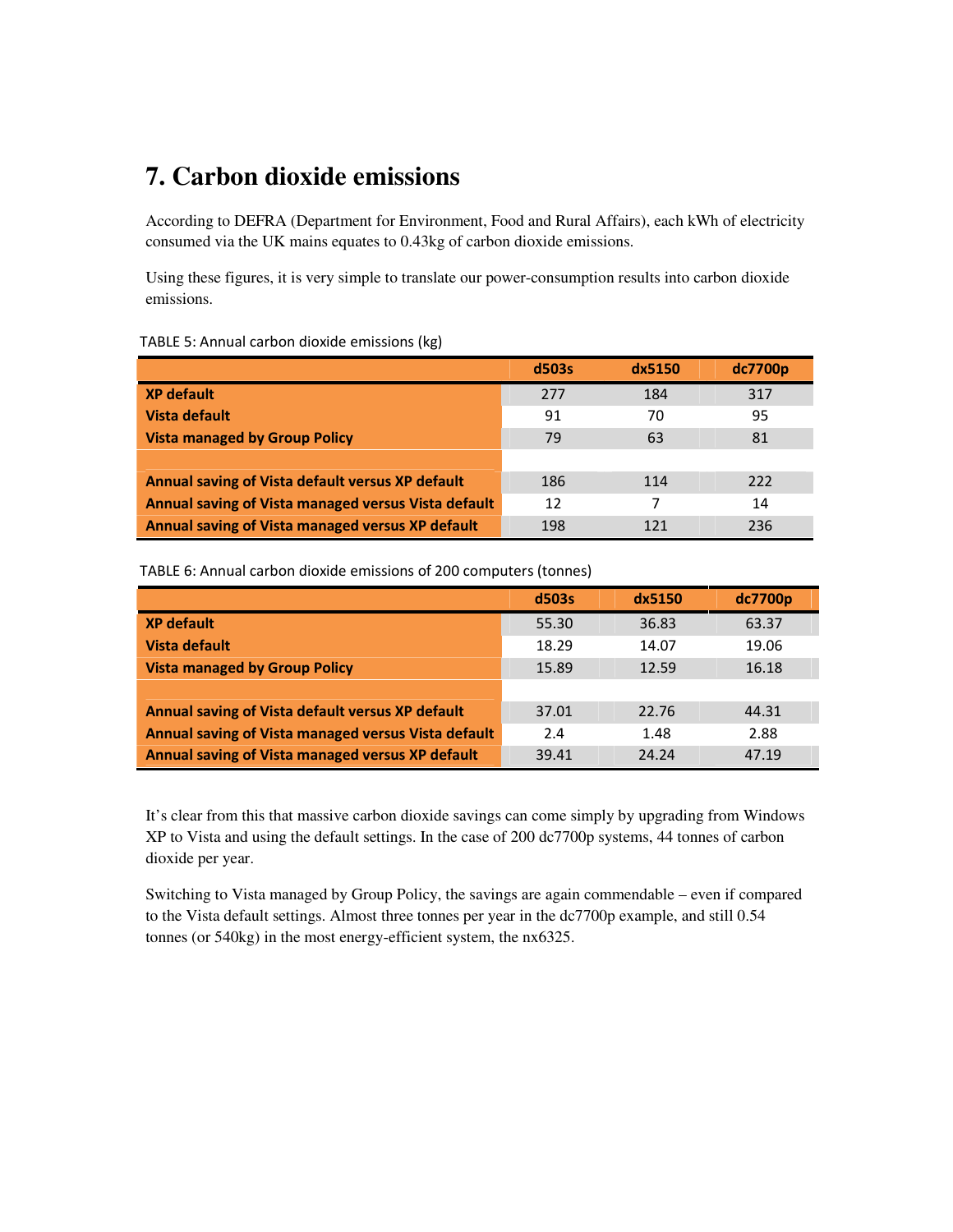# 7. Carbon dioxide emissions

According to DEFRA (Department for Environment, Food and Rural Affairs), each kWh of electricity consumed via the UK mains equates to 0.43kg of carbon dioxide emissions.

Using these figures, it is very simple to translate our power-consumption results into carbon dioxide emissions.

TABLE 5: Annual carbon dioxide emissions (kg)

| | d503s | dx5150 | dc7700p |
|---|---|---|---|
| **XP default** | 277 | 184 | 317 |
| **Vista default** | 91 | 70 | 95 |
| **Vista managed by Group Policy** | 79 | 63 | 81 |
| | | | |
| **Annual saving of Vista default versus XP default** | 186 | 114 | 222 |
| **Annual saving of Vista managed versus Vista default** | 12 | 7 | 14 |
| **Annual saving of Vista managed versus XP default** | 198 | 121 | 236 |

TABLE 6: Annual carbon dioxide emissions of 200 computers (tonnes)

| | d503s | dx5150 | dc7700p |
|---|---|---|---|
| **XP default** | 55.30 | 36.83 | 63.37 |
| **Vista default** | 18.29 | 14.07 | 19.06 |
| **Vista managed by Group Policy** | 15.89 | 12.59 | 16.18 |
| | | | |
| **Annual saving of Vista default versus XP default** | 37.01 | 22.76 | 44.31 |
| **Annual saving of Vista managed versus Vista default** | 2.4 | 1.48 | 2.88 |
| **Annual saving of Vista managed versus XP default** | 39.41 | 24.24 | 47.19 |

It's clear from this that massive carbon dioxide savings can come simply by upgrading from Windows XP to Vista and using the default settings. In the case of 200 dc7700p systems, 44 tonnes of carbon dioxide per year.

Switching to Vista managed by Group Policy, the savings are again commendable – even if compared to the Vista default settings. Almost three tonnes per year in the dc7700p example, and still 0.54 tonnes (or 540kg) in the most energy-efficient system, the nx6325.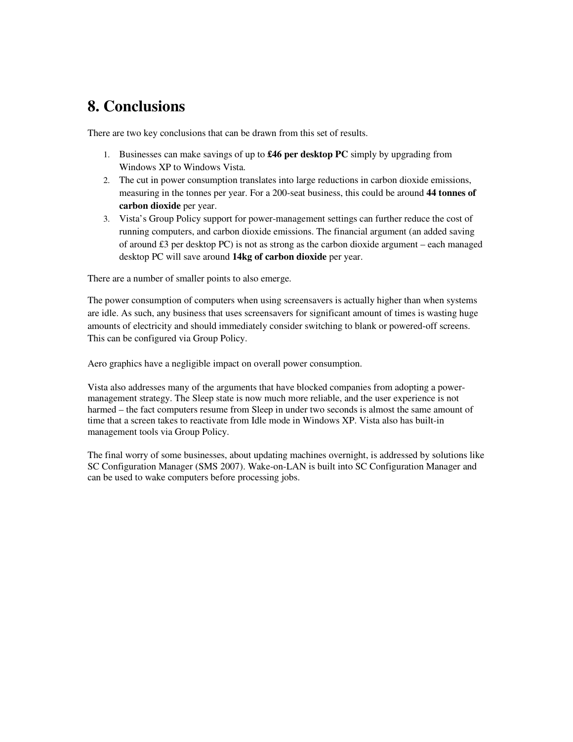# 8. Conclusions

There are two key conclusions that can be drawn from this set of results.

1. Businesses can make savings of up to **£46 per desktop PC** simply by upgrading from Windows XP to Windows Vista.
2. The cut in power consumption translates into large reductions in carbon dioxide emissions, measuring in the tonnes per year. For a 200-seat business, this could be around **44 tonnes of carbon dioxide** per year.
3. Vista's Group Policy support for power-management settings can further reduce the cost of running computers, and carbon dioxide emissions. The financial argument (an added saving of around £3 per desktop PC) is not as strong as the carbon dioxide argument – each managed desktop PC will save around **14kg of carbon dioxide** per year.

There are a number of smaller points to also emerge.

The power consumption of computers when using screensavers is actually higher than when systems are idle. As such, any business that uses screensavers for significant amount of times is wasting huge amounts of electricity and should immediately consider switching to blank or powered-off screens. This can be configured via Group Policy.

Aero graphics have a negligible impact on overall power consumption.

Vista also addresses many of the arguments that have blocked companies from adopting a power-management strategy. The Sleep state is now much more reliable, and the user experience is not harmed – the fact computers resume from Sleep in under two seconds is almost the same amount of time that a screen takes to reactivate from Idle mode in Windows XP. Vista also has built-in management tools via Group Policy.

The final worry of some businesses, about updating machines overnight, is addressed by solutions like SC Configuration Manager (SMS 2007). Wake-on-LAN is built into SC Configuration Manager and can be used to wake computers before processing jobs.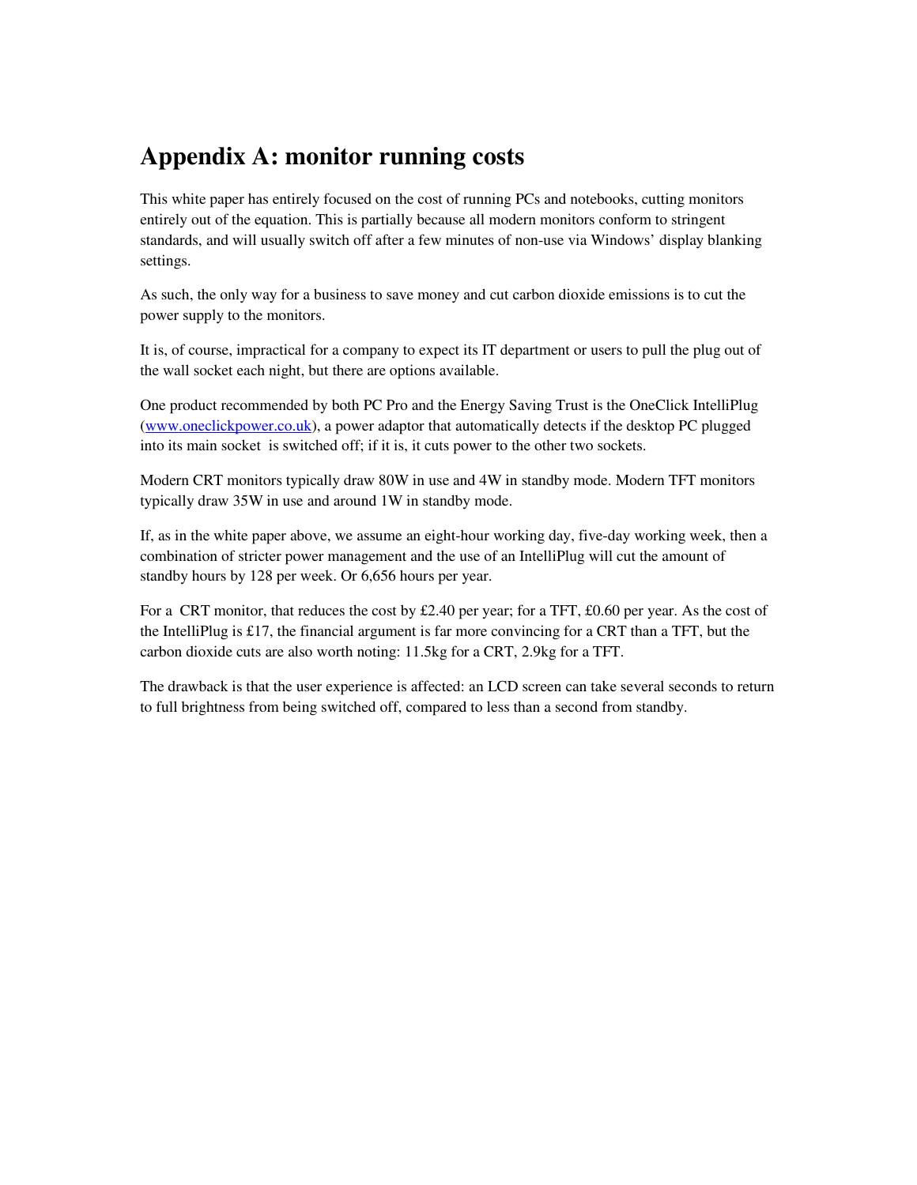# Appendix A: monitor running costs

This white paper has entirely focused on the cost of running PCs and notebooks, cutting monitors entirely out of the equation. This is partially because all modern monitors conform to stringent standards, and will usually switch off after a few minutes of non-use via Windows' display blanking settings.

As such, the only way for a business to save money and cut carbon dioxide emissions is to cut the power supply to the monitors.

It is, of course, impractical for a company to expect its IT department or users to pull the plug out of the wall socket each night, but there are options available.

One product recommended by both PC Pro and the Energy Saving Trust is the OneClick IntelliPlug ([www.oneclickpower.co.uk](www.oneclickpower.co.uk)), a power adaptor that automatically detects if the desktop PC plugged into its main socket is switched off; if it is, it cuts power to the other two sockets.

Modern CRT monitors typically draw 80W in use and 4W in standby mode. Modern TFT monitors typically draw 35W in use and around 1W in standby mode.

If, as in the white paper above, we assume an eight-hour working day, five-day working week, then a combination of stricter power management and the use of an IntelliPlug will cut the amount of standby hours by 128 per week. Or 6,656 hours per year.

For a CRT monitor, that reduces the cost by £2.40 per year; for a TFT, £0.60 per year. As the cost of the IntelliPlug is £17, the financial argument is far more convincing for a CRT than a TFT, but the carbon dioxide cuts are also worth noting: 11.5kg for a CRT, 2.9kg for a TFT.

The drawback is that the user experience is affected: an LCD screen can take several seconds to return to full brightness from being switched off, compared to less than a second from standby.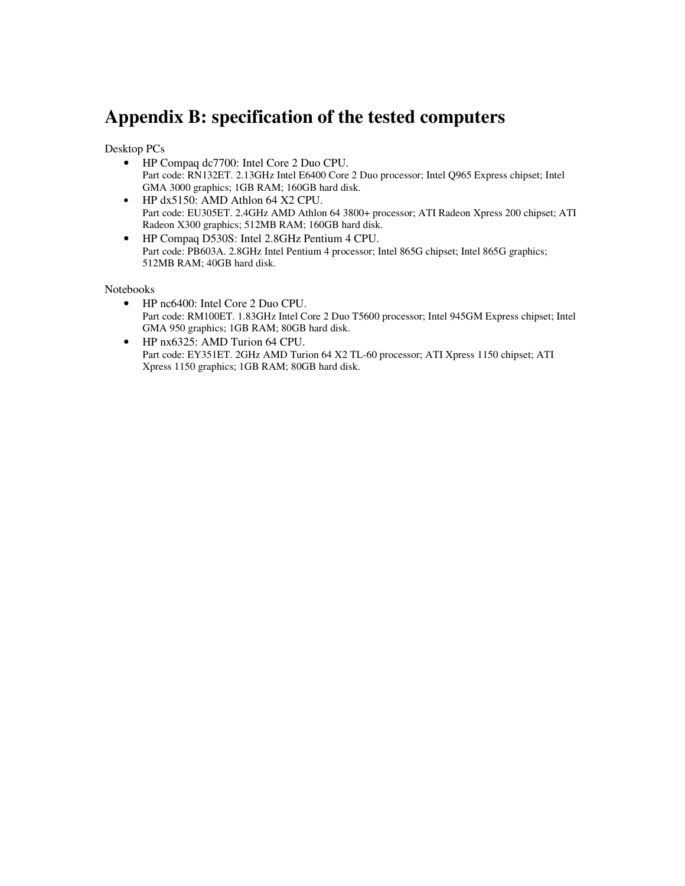# Appendix B: specification of the tested computers

Desktop PCs

- HP Compaq dc7700: Intel Core 2 Duo CPU.
  Part code: RN132ET. 2.13GHz Intel E6400 Core 2 Duo processor; Intel Q965 Express chipset; Intel GMA 3000 graphics; 1GB RAM; 160GB hard disk.
- HP dx5150: AMD Athlon 64 X2 CPU.
  Part code: EU305ET. 2.4GHz AMD Athlon 64 3800+ processor; ATI Radeon Xpress 200 chipset; ATI Radeon X300 graphics; 512MB RAM; 160GB hard disk.
- HP Compaq D530S: Intel 2.8GHz Pentium 4 CPU.
  Part code: PB603A. 2.8GHz Intel Pentium 4 processor; Intel 865G chipset; Intel 865G graphics; 512MB RAM; 40GB hard disk.

Notebooks

- HP nc6400: Intel Core 2 Duo CPU.
  Part code: RM100ET. 1.83GHz Intel Core 2 Duo T5600 processor; Intel 945GM Express chipset; Intel GMA 950 graphics; 1GB RAM; 80GB hard disk.
- HP nx6325: AMD Turion 64 CPU.
  Part code: EY351ET. 2GHz AMD Turion 64 X2 TL-60 processor; ATI Xpress 1150 chipset; ATI Xpress 1150 graphics; 1GB RAM; 80GB hard disk.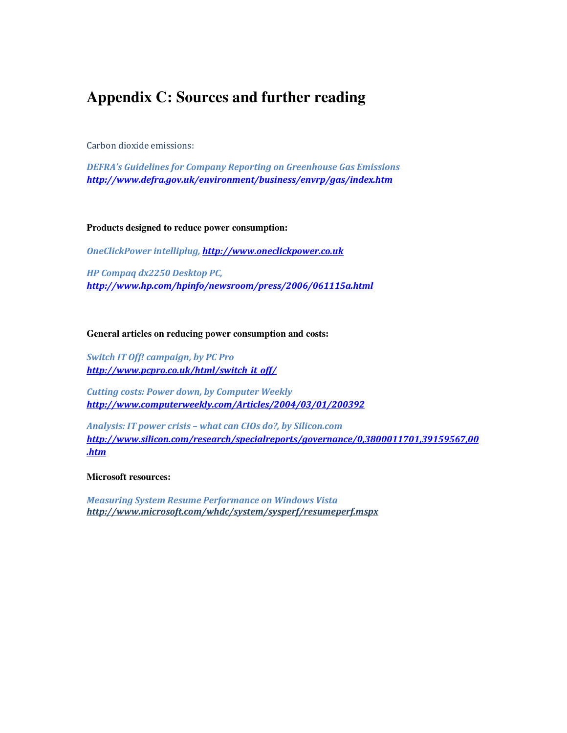# Appendix C: Sources and further reading

Carbon dioxide emissions:

*DEFRA's Guidelines for Company Reporting on Greenhouse Gas Emissions*
***http://www.defra.gov.uk/environment/business/envrp/gas/index.htm***

**Products designed to reduce power consumption:**

*OneClickPower intelliplug,* ***http://www.oneclickpower.co.uk***

*HP Compaq dx2250 Desktop PC,*
***http://www.hp.com/hpinfo/newsroom/press/2006/061115a.html***

**General articles on reducing power consumption and costs:**

*Switch IT Off! campaign, by PC Pro*
***http://www.pcpro.co.uk/html/switch_it_off/***

*Cutting costs: Power down, by Computer Weekly*
***http://www.computerweekly.com/Articles/2004/03/01/200392***

*Analysis: IT power crisis – what can CIOs do?, by Silicon.com*
***http://www.silicon.com/research/specialreports/governance/0,3800011701,39159567,00.htm***

**Microsoft resources:**

*Measuring System Resume Performance on Windows Vista*
***http://www.microsoft.com/whdc/system/sysperf/resumeperf.mspx***